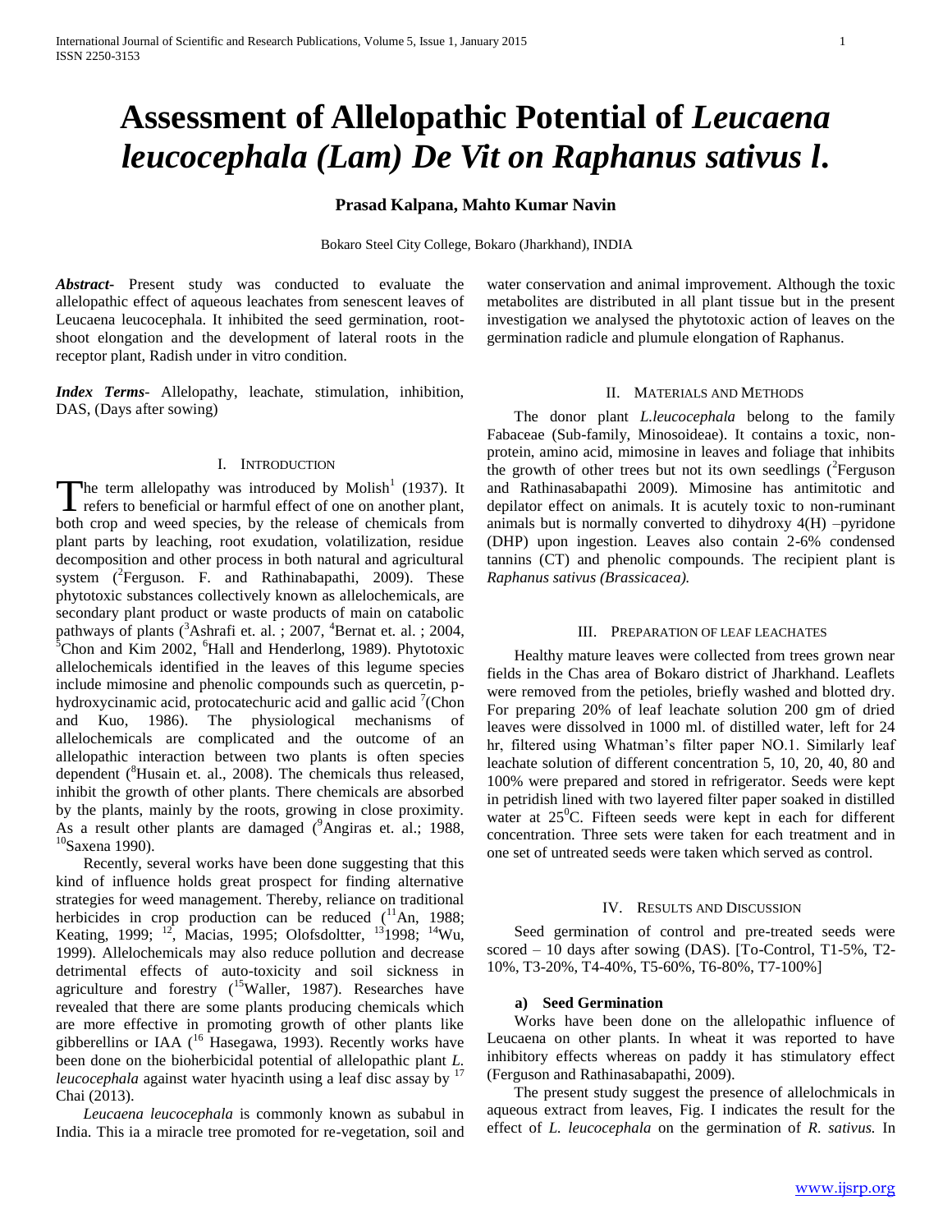# Assessment of Allelopathic Potential of *Leucaena leucocephala (Lam) De Vit on Raphanus sativus l.*

**Prasad Kalpana, Mahto Kumar Navin**

Bokaro Steel City College, Bokaro (Jharkhand), INDIA

***Abstract*-** Present study was conducted to evaluate the allelopathic effect of aqueous leachates from senescent leaves of Leucaena leucocephala. It inhibited the seed germination, root-shoot elongation and the development of lateral roots in the receptor plant, Radish under in vitro condition.

***Index Terms*-** Allelopathy, leachate, stimulation, inhibition, DAS, (Days after sowing)

## I. Introduction

The term allelopathy was introduced by Molish[1] (1937). It refers to beneficial or harmful effect of one on another plant, both crop and weed species, by the release of chemicals from plant parts by leaching, root exudation, volatilization, residue decomposition and other process in both natural and agricultural system ([2]Ferguson. F. and Rathinabapathi, 2009). These phytotoxic substances collectively known as allelochemicals, are secondary plant product or waste products of main on catabolic pathways of plants ([3]Ashrafi et. al. ; 2007, [4]Bernat et. al. ; 2004, [5]Chon and Kim 2002, [6]Hall and Henderlong, 1989). Phytotoxic allelochemicals identified in the leaves of this legume species include mimosine and phenolic compounds such as quercetin, p-hydroxycinamic acid, protocatechuric acid and gallic acid [7](Chon and Kuo, 1986). The physiological mechanisms of allelochemicals are complicated and the outcome of an allelopathic interaction between two plants is often species dependent ([8]Husain et. al., 2008). The chemicals thus released, inhibit the growth of other plants. There chemicals are absorbed by the plants, mainly by the roots, growing in close proximity. As a result other plants are damaged ([9]Angiras et. al.; 1988, [10]Saxena 1990).

Recently, several works have been done suggesting that this kind of influence holds great prospect for finding alternative strategies for weed management. Thereby, reliance on traditional herbicides in crop production can be reduced ([11]An, 1988; Keating, 1999; [12], Macias, 1995; Olofsdoltter, [13]1998; [14]Wu, 1999). Allelochemicals may also reduce pollution and decrease detrimental effects of auto-toxicity and soil sickness in agriculture and forestry ([15]Waller, 1987). Researches have revealed that there are some plants producing chemicals which are more effective in promoting growth of other plants like gibberellins or IAA ([16] Hasegawa, 1993). Recently works have been done on the bioherbicidal potential of allelopathic plant *L. leucocephala* against water hyacinth using a leaf disc assay by [17] Chai (2013).

*Leucaena leucocephala* is commonly known as subabul in India. This ia a miracle tree promoted for re-vegetation, soil and water conservation and animal improvement. Although the toxic metabolites are distributed in all plant tissue but in the present investigation we analysed the phytotoxic action of leaves on the germination radicle and plumule elongation of Raphanus.

## II. Materials and Methods

The donor plant *L.leucocephala* belong to the family Fabaceae (Sub-family, Minosoideae). It contains a toxic, non-protein, amino acid, mimosine in leaves and foliage that inhibits the growth of other trees but not its own seedlings ([2]Ferguson and Rathinasabapathi 2009). Mimosine has antimitotic and depilator effect on animals. It is acutely toxic to non-ruminant animals but is normally converted to dihydroxy 4(H) –pyridone (DHP) upon ingestion. Leaves also contain 2-6% condensed tannins (CT) and phenolic compounds. The recipient plant is *Raphanus sativus (Brassicacea).*

## III. Preparation of Leaf Leachates

Healthy mature leaves were collected from trees grown near fields in the Chas area of Bokaro district of Jharkhand. Leaflets were removed from the petioles, briefly washed and blotted dry. For preparing 20% of leaf leachate solution 200 gm of dried leaves were dissolved in 1000 ml. of distilled water, left for 24 hr, filtered using Whatman's filter paper NO.1. Similarly leaf leachate solution of different concentration 5, 10, 20, 40, 80 and 100% were prepared and stored in refrigerator. Seeds were kept in petridish lined with two layered filter paper soaked in distilled water at $25^0$C. Fifteen seeds were kept in each for different concentration. Three sets were taken for each treatment and in one set of untreated seeds were taken which served as control.

## IV. Results and Discussion

Seed germination of control and pre-treated seeds were scored – 10 days after sowing (DAS). [To-Control, T1-5%, T2-10%, T3-20%, T4-40%, T5-60%, T6-80%, T7-100%]

### a) Seed Germination

Works have been done on the allelopathic influence of Leucaena on other plants. In wheat it was reported to have inhibitory effects whereas on paddy it has stimulatory effect (Ferguson and Rathinasabapathi, 2009).

The present study suggest the presence of allelochmicals in aqueous extract from leaves, Fig. I indicates the result for the effect of *L. leucocephala* on the germination of *R. sativus.* In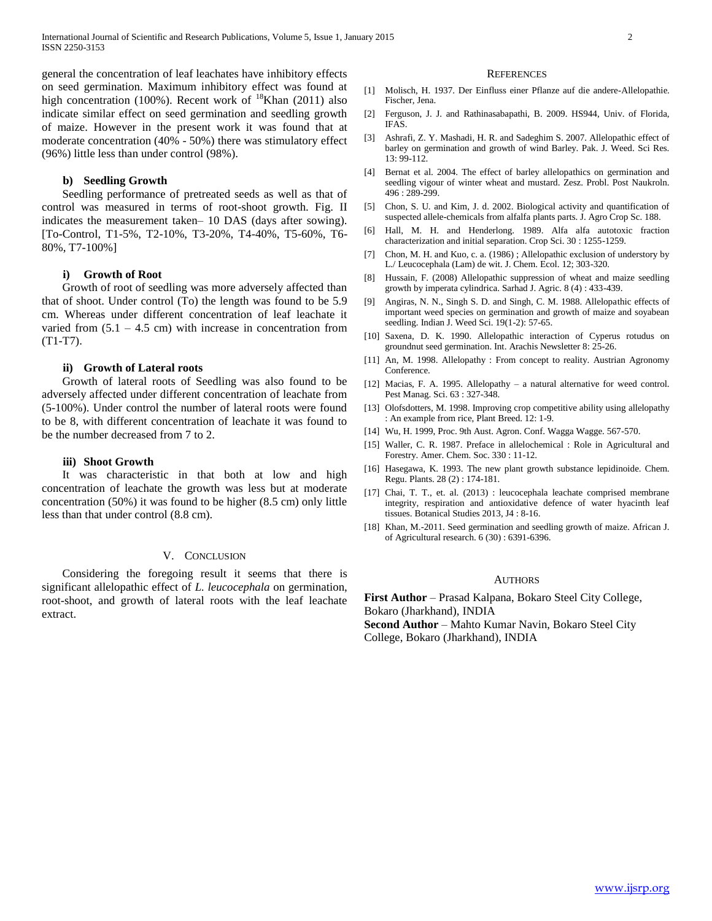general the concentration of leaf leachates have inhibitory effects on seed germination. Maximum inhibitory effect was found at high concentration (100%). Recent work of [18]Khan (2011) also indicate similar effect on seed germination and seedling growth of maize. However in the present work it was found that at moderate concentration (40% - 50%) there was stimulatory effect (96%) little less than under control (98%).

#### b) Seedling Growth

Seedling performance of pretreated seeds as well as that of control was measured in terms of root-shoot growth. Fig. II indicates the measurement taken– 10 DAS (days after sowing). [To-Control, T1-5%, T2-10%, T3-20%, T4-40%, T5-60%, T6-80%, T7-100%]

##### i) Growth of Root

Growth of root of seedling was more adversely affected than that of shoot. Under control (To) the length was found to be 5.9 cm. Whereas under different concentration of leaf leachate it varied from (5.1 – 4.5 cm) with increase in concentration from (T1-T7).

##### ii) Growth of Lateral roots

Growth of lateral roots of Seedling was also found to be adversely affected under different concentration of leachate from (5-100%). Under control the number of lateral roots were found to be 8, with different concentration of leachate it was found to be the number decreased from 7 to 2.

##### iii) Shoot Growth

It was characteristic in that both at low and high concentration of leachate the growth was less but at moderate concentration (50%) it was found to be higher (8.5 cm) only little less than that under control (8.8 cm).

## V. Conclusion

Considering the foregoing result it seems that there is significant allelopathic effect of *L. leucocephala* on germination, root-shoot, and growth of lateral roots with the leaf leachate extract.

## References

[1] Molisch, H. 1937. Der Einfluss einer Pflanze auf die andere-Allelopathie. Fischer, Jena.

[2] Ferguson, J. J. and Rathinasabapathi, B. 2009. HS944, Univ. of Florida, IFAS.

[3] Ashrafi, Z. Y. Mashadi, H. R. and Sadeghim S. 2007. Allelopathic effect of barley on germination and growth of wind Barley. Pak. J. Weed. Sci Res. 13: 99-112.

[4] Bernat et al. 2004. The effect of barley allelopathics on germination and seedling vigour of winter wheat and mustard. Zesz. Probl. Post Naukroln. 496 : 289-299.

[5] Chon, S. U. and Kim, J. d. 2002. Biological activity and quantification of suspected allele-chemicals from alfalfa plants parts. J. Agro Crop Sc. 188.

[6] Hall, M. H. and Henderlong. 1989. Alfa alfa autotoxic fraction characterization and initial separation. Crop Sci. 30 : 1255-1259.

[7] Chon, M. H. and Kuo, c. a. (1986) ; Allelopathic exclusion of understory by L./ Leucocephala (Lam) de wit. J. Chem. Ecol. 12; 303-320.

[8] Hussain, F. (2008) Allelopathic suppression of wheat and maize seedling growth by imperata cylindrica. Sarhad J. Agric. 8 (4) : 433-439.

[9] Angiras, N. N., Singh S. D. and Singh, C. M. 1988. Allelopathic effects of important weed species on germination and growth of maize and soyabean seedling. Indian J. Weed Sci. 19(1-2): 57-65.

[10] Saxena, D. K. 1990. Allelopathic interaction of Cyperus rotudus on groundnut seed germination. Int. Arachis Newsletter 8: 25-26.

[11] An, M. 1998. Allelopathy : From concept to reality. Austrian Agronomy Conference.

[12] Macias, F. A. 1995. Allelopathy – a natural alternative for weed control. Pest Manag. Sci. 63 : 327-348.

[13] Olofsdotters, M. 1998. Improving crop competitive ability using allelopathy : An example from rice, Plant Breed. 12: 1-9.

[14] Wu, H. 1999, Proc. 9th Aust. Agron. Conf. Wagga Wagge. 567-570.

[15] Waller, C. R. 1987. Preface in allelochemical : Role in Agricultural and Forestry. Amer. Chem. Soc. 330 : 11-12.

[16] Hasegawa, K. 1993. The new plant growth substance lepidinoide. Chem. Regu. Plants. 28 (2) : 174-181.

[17] Chai, T. T., et. al. (2013) : leucocephala leachate comprised membrane integrity, respiration and antioxidative defence of water hyacinth leaf tissues. Botanical Studies 2013, J4 : 8-16.

[18] Khan, M.-2011. Seed germination and seedling growth of maize. African J. of Agricultural research. 6 (30) : 6391-6396.

## Authors

**First Author** – Prasad Kalpana, Bokaro Steel City College, Bokaro (Jharkhand), INDIA

**Second Author** – Mahto Kumar Navin, Bokaro Steel City College, Bokaro (Jharkhand), INDIA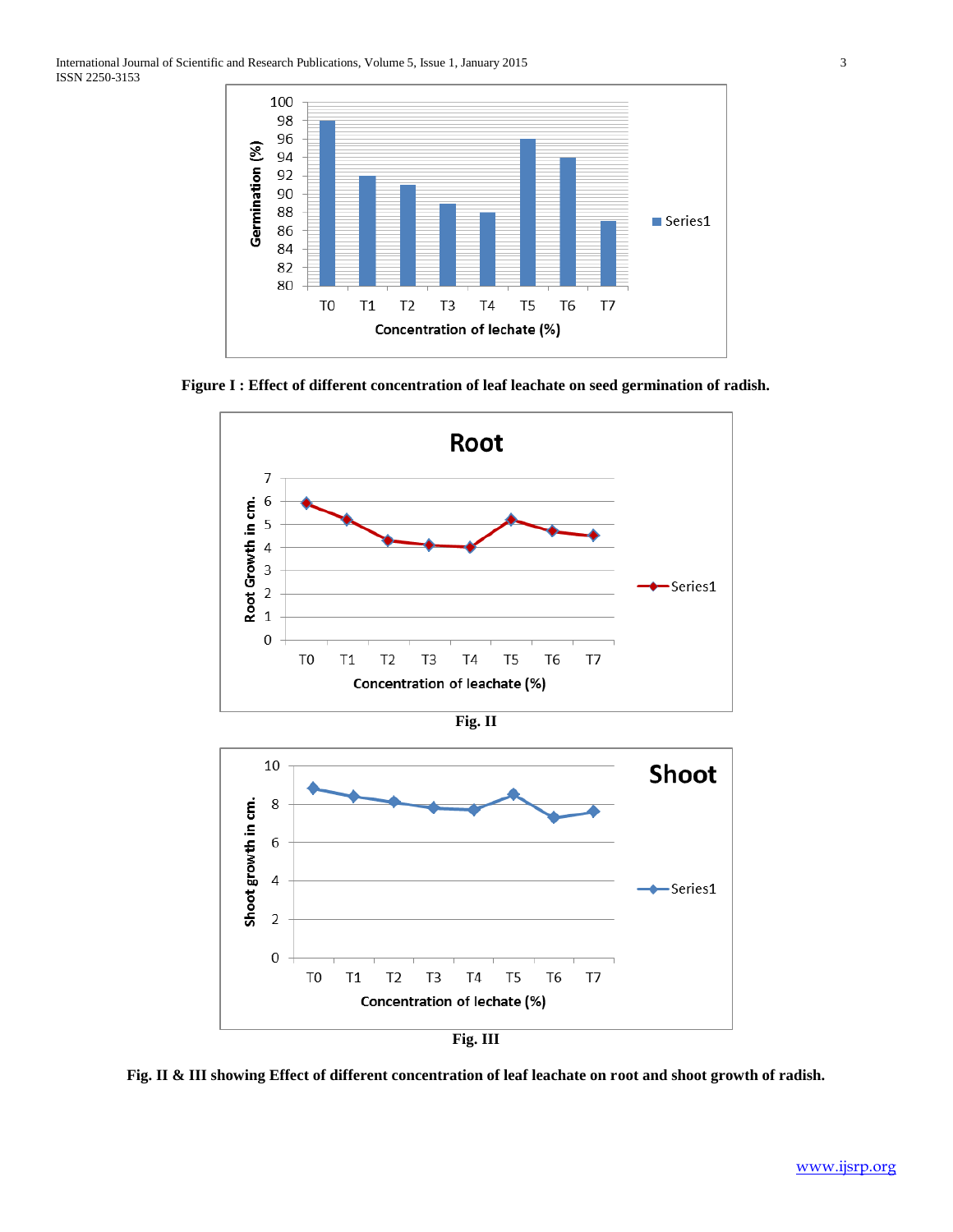100
98
96
94
92
90
88
86
84
82
80

Germination (%)

T0 T1 T2 T3 T4 T5 T6 T7

Concentration of lechate (%)

Series1

**Figure I : Effect of different concentration of leaf leachate on seed germination of radish.**

Root

7
6
5
4
3
2
1
0

Root Growth in cm.

T0 T1 T2 T3 T4 T5 T6 T7

Concentration of leachate (%)

Series1

**Fig. II**

Shoot

10
8
6
4
2
0

Shoot growth in cm.

T0 T1 T2 T3 T4 T5 T6 T7

Concentration of lechate (%)

Series1

**Fig. III**

**Fig. II & III showing Effect of different concentration of leaf leachate on root and shoot growth of radish.**